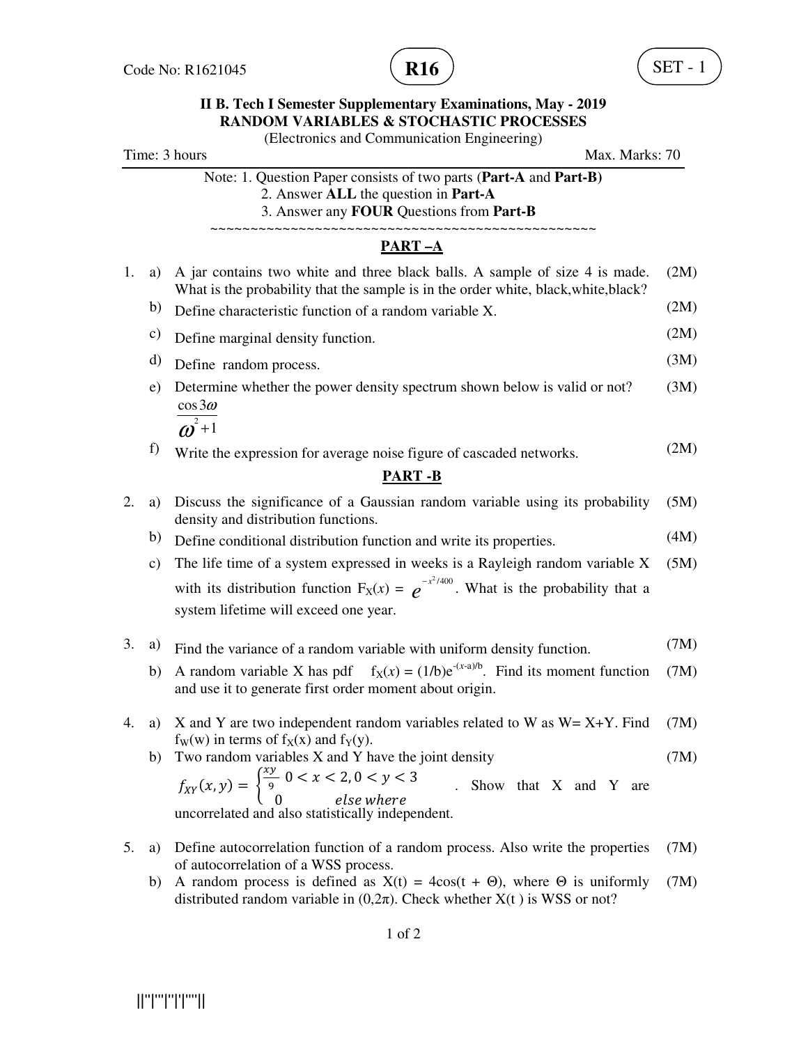Code No: R1621045

**R16**

SET - 1

**II B. Tech I Semester Supplementary Examinations, May - 2019**
**RANDOM VARIABLES & STOCHASTIC PROCESSES**
(Electronics and Communication Engineering)

Time: 3 hours　　　　　　　　　　　　　　　　　　　　　　　　Max. Marks: 70

Note: 1. Question Paper consists of two parts (**Part-A** and **Part-B**)
2. Answer **ALL** the question in **Part-A**
3. Answer any **FOUR** Questions from **Part-B**

~~~~~~~~~~~~~~~~~~~~~~~~~~~~~~~~~~~~~~~~~~~~~~~~~~~~

## PART –A

1. a) A jar contains two white and three black balls. A sample of size 4 is made. What is the probability that the sample is in the order white, black,white,black? (2M)

   b) Define characteristic function of a random variable X. (2M)

   c) Define marginal density function. (2M)

   d) Define random process. (3M)

   e) Determine whether the power density spectrum shown below is valid or not? (3M)
   $$\frac{\cos 3\omega}{\omega^2 + 1}$$

   f) Write the expression for average noise figure of cascaded networks. (2M)

## PART -B

2. a) Discuss the significance of a Gaussian random variable using its probability density and distribution functions. (5M)

   b) Define conditional distribution function and write its properties. (4M)

   c) The life time of a system expressed in weeks is a Rayleigh random variable X with its distribution function $F_X(x) = e^{-x^2/400}$. What is the probability that a system lifetime will exceed one year. (5M)

3. a) Find the variance of a random variable with uniform density function. (7M)

   b) A random variable X has pdf $f_X(x) = (1/b)e^{-(x-a)/b}$. Find its moment function and use it to generate first order moment about origin. (7M)

4. a) X and Y are two independent random variables related to W as W= X+Y. Find $f_W(w)$ in terms of $f_X(x)$ and $f_Y(y)$. (7M)

   b) Two random variables X and Y have the joint density (7M)
   $$f_{XY}(x,y) = \begin{cases} \frac{xy}{9} & 0 < x < 2, 0 < y < 3 \\ 0 & else\ where \end{cases}$$
   . Show that X and Y are uncorrelated and also statistically independent.

5. a) Define autocorrelation function of a random process. Also write the properties of autocorrelation of a WSS process. (7M)

   b) A random process is defined as $X(t) = 4\cos(t + \Theta)$, where $\Theta$ is uniformly distributed random variable in $(0,2\pi)$. Check whether X(t ) is WSS or not? (7M)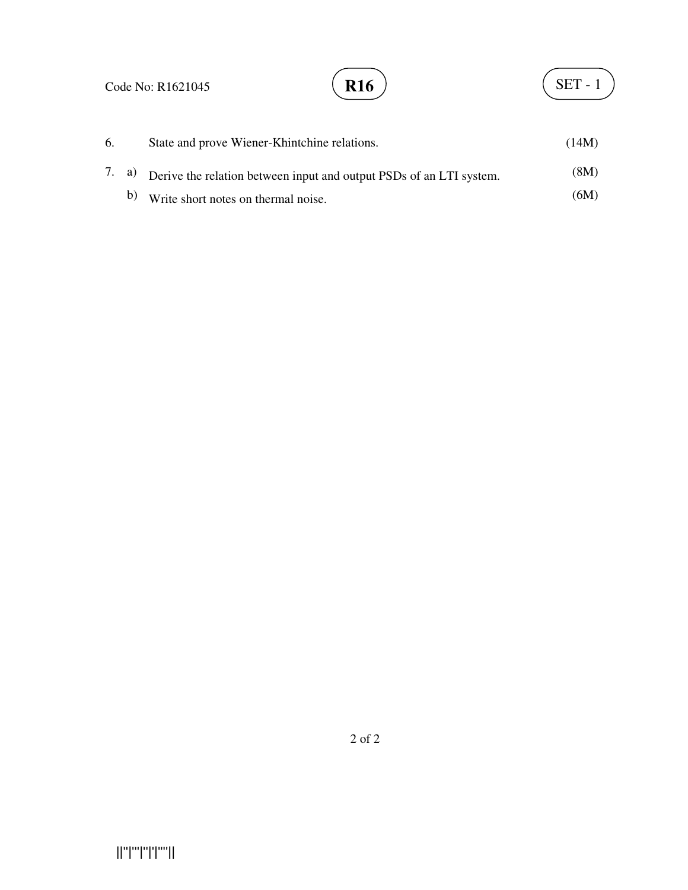6. State and prove Wiener-Khintchine relations. (14M)

7. a) Derive the relation between input and output PSDs of an LTI system. (8M)

   b) Write short notes on thermal noise. (6M)